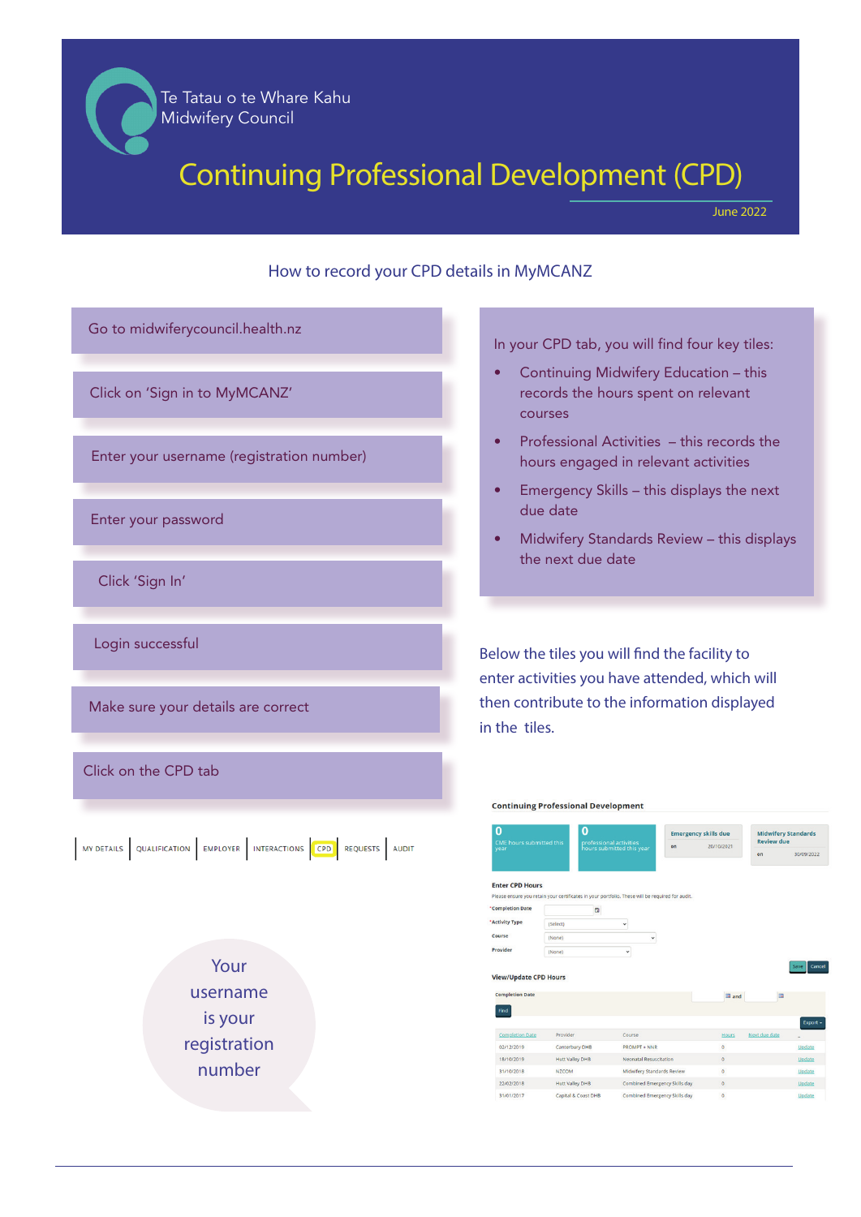Te Tatau o te Whare Kahu
Midwifery Council

# Continuing Professional Development (CPD)

June 2022

## How to record your CPD details in MyMCANZ

Go to midwiferycouncil.health.nz

Click on 'Sign in to MyMCANZ'

Enter your username (registration number)

Enter your password

Click 'Sign In'

Login successful

Make sure your details are correct

Click on the CPD tab

MY DETAILS | QUALIFICATION | EMPLOYER | INTERACTIONS | CPD | REQUESTS | AUDIT

Your username is your registration number

In your CPD tab, you will find four key tiles:

- Continuing Midwifery Education – this records the hours spent on relevant courses
- Professional Activities – this records the hours engaged in relevant activities
- Emergency Skills – this displays the next due date
- Midwifery Standards Review – this displays the next due date

Below the tiles you will find the facility to enter activities you have attended, which will then contribute to the information displayed in the tiles.

**Continuing Professional Development**

| 0 CME hours submitted this year | 0 professional activities hours submitted this year | Emergency skills due on 20/10/2021 | Midwifery Standards Review due on 30/09/2022 |
|---|---|---|---|

**Enter CPD Hours**

Please ensure you retain your certificates in your portfolio. These will be required for audit.

*Completion Date
*Activity Type (Select)
Course (None)
Provider (None)

Save Cancel

**View/Update CPD Hours**

Completion Date ... and ...

Find

Export

| Completion Date | Provider | Course | Hours | Next due date | |
|---|---|---|---|---|---|
| 02/12/2019 | Canterbury DHB | PROMPT + NNR | 0 | | Update |
| 18/10/2019 | Hutt Valley DHB | Neonatal Resuscitation | 0 | | Update |
| 31/10/2018 | NZCOM | Midwifery Standards Review | 0 | | Update |
| 22/02/2018 | Hutt Valley DHB | Combined Emergency Skills day | 0 | | Update |
| 31/01/2017 | Capital & Coast DHB | Combined Emergency Skills day | 0 | | Update |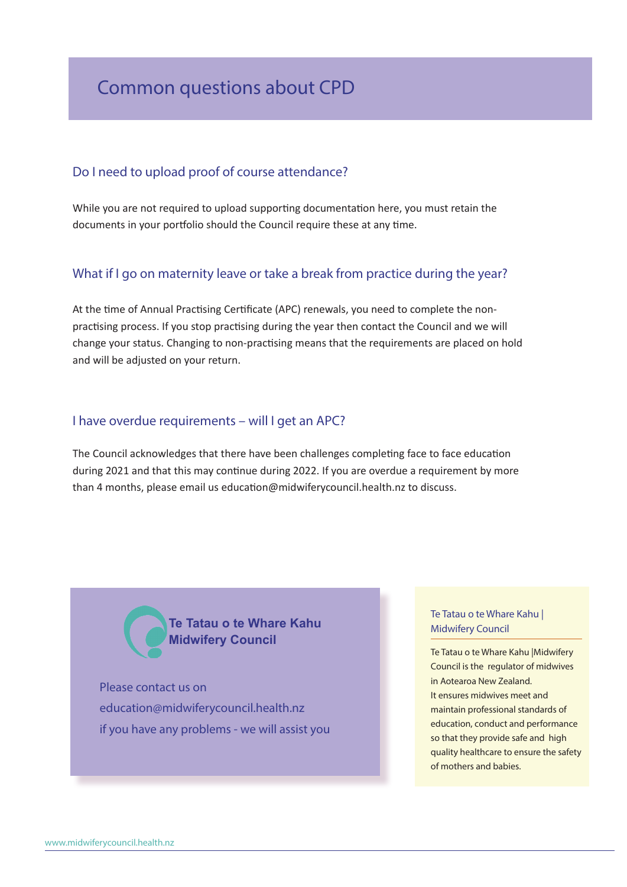# Common questions about CPD

## Do I need to upload proof of course attendance?

While you are not required to upload supporting documentation here, you must retain the documents in your portfolio should the Council require these at any time.

## What if I go on maternity leave or take a break from practice during the year?

At the time of Annual Practising Certificate (APC) renewals, you need to complete the non-practising process. If you stop practising during the year then contact the Council and we will change your status. Changing to non-practising means that the requirements are placed on hold and will be adjusted on your return.

## I have overdue requirements – will I get an APC?

The Council acknowledges that there have been challenges completing face to face education during 2021 and that this may continue during 2022. If you are overdue a requirement by more than 4 months, please email us education@midwiferycouncil.health.nz to discuss.

**Te Tatau o te Whare Kahu**
**Midwifery Council**

Please contact us on
education@midwiferycouncil.health.nz
if you have any problems - we will assist you

### Te Tatau o te Whare Kahu | Midwifery Council

Te Tatau o te Whare Kahu |Midwifery Council is the regulator of midwives in Aotearoa New Zealand. It ensures midwives meet and maintain professional standards of education, conduct and performance so that they provide safe and high quality healthcare to ensure the safety of mothers and babies.

www.midwiferycouncil.health.nz